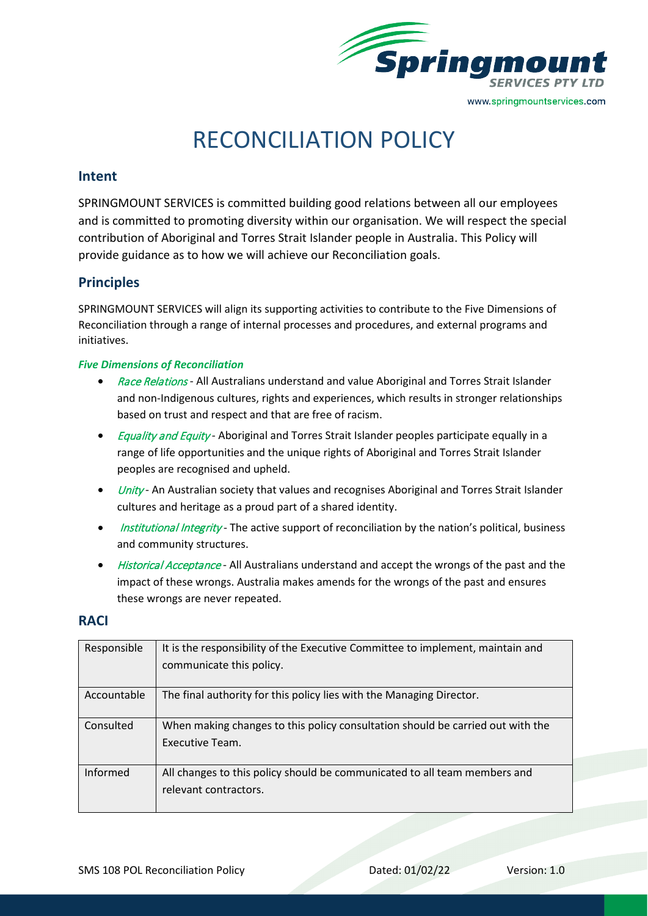# RECONCILIATION POLICY

## Intent

SPRINGMOUNT SERVICES is committed building good relations between all our employees and is committed to promoting diversity within our organisation. We will respect the special contribution of Aboriginal and Torres Strait Islander people in Australia. This Policy will provide guidance as to how we will achieve our Reconciliation goals.

## Principles

SPRINGMOUNT SERVICES will align its supporting activities to contribute to the Five Dimensions of Reconciliation through a range of internal processes and procedures, and external programs and initiatives.

***Five Dimensions of Reconciliation***

- *Race Relations* - All Australians understand and value Aboriginal and Torres Strait Islander and non-Indigenous cultures, rights and experiences, which results in stronger relationships based on trust and respect and that are free of racism.
- *Equality and Equity* - Aboriginal and Torres Strait Islander peoples participate equally in a range of life opportunities and the unique rights of Aboriginal and Torres Strait Islander peoples are recognised and upheld.
- *Unity* - An Australian society that values and recognises Aboriginal and Torres Strait Islander cultures and heritage as a proud part of a shared identity.
- *Institutional Integrity* - The active support of reconciliation by the nation's political, business and community structures.
- *Historical Acceptance* - All Australians understand and accept the wrongs of the past and the impact of these wrongs. Australia makes amends for the wrongs of the past and ensures these wrongs are never repeated.

## RACI

| | |
|---|---|
| Responsible | It is the responsibility of the Executive Committee to implement, maintain and communicate this policy. |
| Accountable | The final authority for this policy lies with the Managing Director. |
| Consulted | When making changes to this policy consultation should be carried out with the Executive Team. |
| Informed | All changes to this policy should be communicated to all team members and relevant contractors. |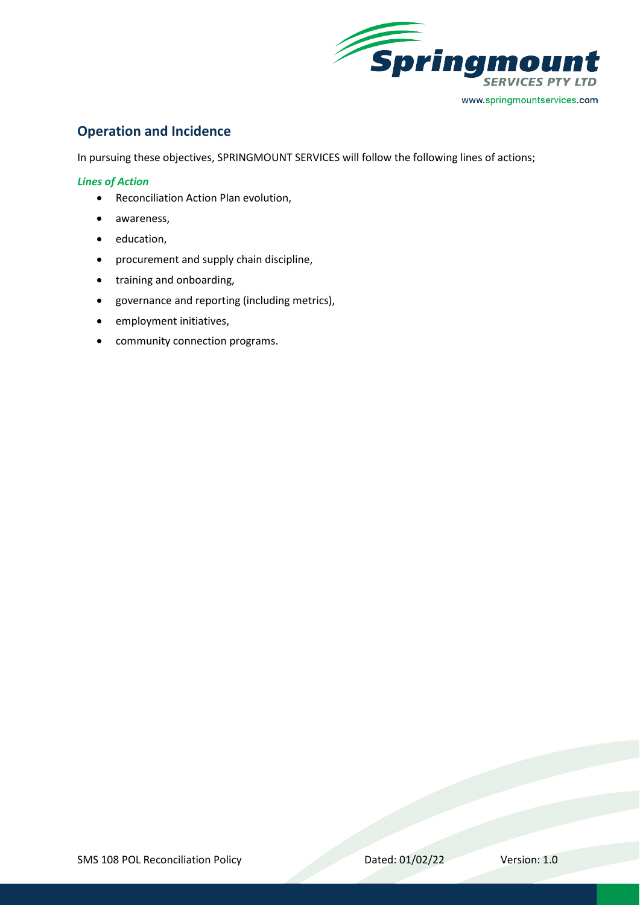## Operation and Incidence

In pursuing these objectives, SPRINGMOUNT SERVICES will follow the following lines of actions;

***Lines of Action***

- Reconciliation Action Plan evolution,
- awareness,
- education,
- procurement and supply chain discipline,
- training and onboarding,
- governance and reporting (including metrics),
- employment initiatives,
- community connection programs.